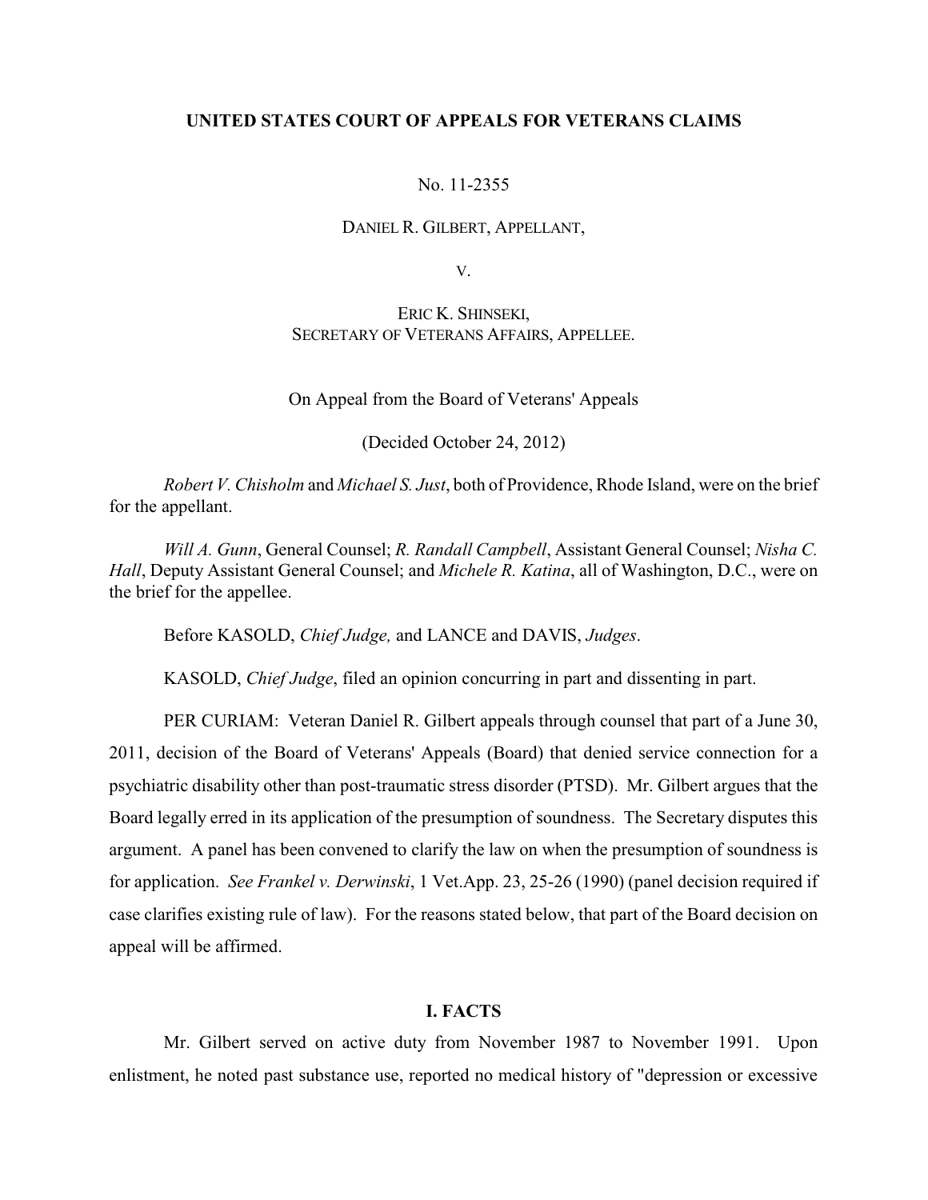**UNITED STATES COURT OF APPEALS FOR VETERANS CLAIMS**

No. 11-2355

DANIEL R. GILBERT, APPELLANT,

V.

ERIC K. SHINSEKI,
SECRETARY OF VETERANS AFFAIRS, APPELLEE.

On Appeal from the Board of Veterans' Appeals

(Decided October 24, 2012)

*Robert V. Chisholm* and *Michael S. Just*, both of Providence, Rhode Island, were on the brief for the appellant.

*Will A. Gunn*, General Counsel; *R. Randall Campbell*, Assistant General Counsel; *Nisha C. Hall*, Deputy Assistant General Counsel; and *Michele R. Katina*, all of Washington, D.C., were on the brief for the appellee.

Before KASOLD, *Chief Judge,* and LANCE and DAVIS, *Judges*.

KASOLD, *Chief Judge*, filed an opinion concurring in part and dissenting in part.

PER CURIAM: Veteran Daniel R. Gilbert appeals through counsel that part of a June 30, 2011, decision of the Board of Veterans' Appeals (Board) that denied service connection for a psychiatric disability other than post-traumatic stress disorder (PTSD). Mr. Gilbert argues that the Board legally erred in its application of the presumption of soundness. The Secretary disputes this argument. A panel has been convened to clarify the law on when the presumption of soundness is for application. *See Frankel v. Derwinski*, 1 Vet.App. 23, 25-26 (1990) (panel decision required if case clarifies existing rule of law). For the reasons stated below, that part of the Board decision on appeal will be affirmed.

## I. FACTS

Mr. Gilbert served on active duty from November 1987 to November 1991. Upon enlistment, he noted past substance use, reported no medical history of "depression or excessive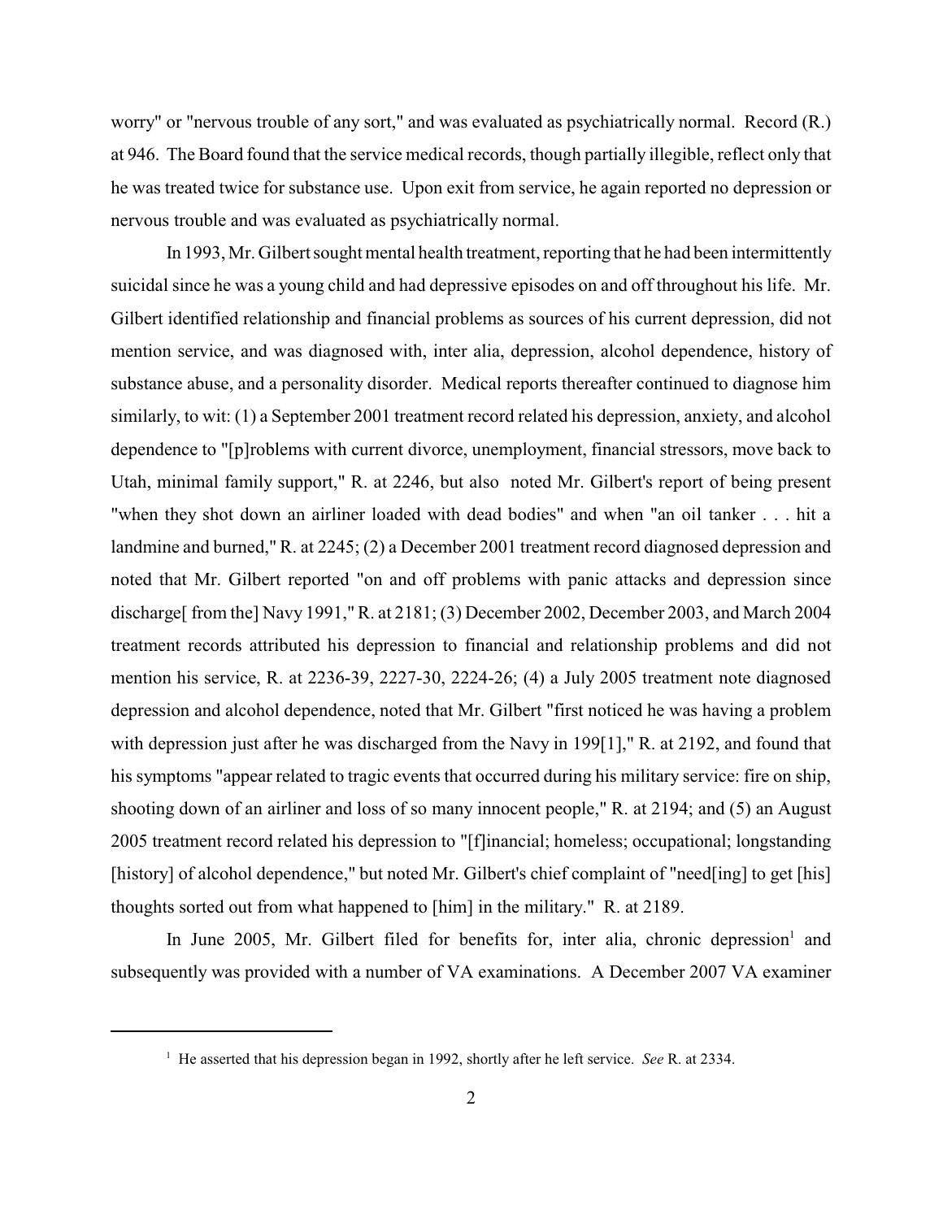worry" or "nervous trouble of any sort," and was evaluated as psychiatrically normal. Record (R.) at 946. The Board found that the service medical records, though partially illegible, reflect only that he was treated twice for substance use. Upon exit from service, he again reported no depression or nervous trouble and was evaluated as psychiatrically normal.

In 1993, Mr. Gilbert sought mental health treatment, reporting that he had been intermittently suicidal since he was a young child and had depressive episodes on and off throughout his life. Mr. Gilbert identified relationship and financial problems as sources of his current depression, did not mention service, and was diagnosed with, inter alia, depression, alcohol dependence, history of substance abuse, and a personality disorder. Medical reports thereafter continued to diagnose him similarly, to wit: (1) a September 2001 treatment record related his depression, anxiety, and alcohol dependence to "[p]roblems with current divorce, unemployment, financial stressors, move back to Utah, minimal family support," R. at 2246, but also noted Mr. Gilbert's report of being present "when they shot down an airliner loaded with dead bodies" and when "an oil tanker . . . hit a landmine and burned," R. at 2245; (2) a December 2001 treatment record diagnosed depression and noted that Mr. Gilbert reported "on and off problems with panic attacks and depression since discharge[ from the] Navy 1991," R. at 2181; (3) December 2002, December 2003, and March 2004 treatment records attributed his depression to financial and relationship problems and did not mention his service, R. at 2236-39, 2227-30, 2224-26; (4) a July 2005 treatment note diagnosed depression and alcohol dependence, noted that Mr. Gilbert "first noticed he was having a problem with depression just after he was discharged from the Navy in 199[1]," R. at 2192, and found that his symptoms "appear related to tragic events that occurred during his military service: fire on ship, shooting down of an airliner and loss of so many innocent people," R. at 2194; and (5) an August 2005 treatment record related his depression to "[f]inancial; homeless; occupational; longstanding [history] of alcohol dependence," but noted Mr. Gilbert's chief complaint of "need[ing] to get [his] thoughts sorted out from what happened to [him] in the military." R. at 2189.

In June 2005, Mr. Gilbert filed for benefits for, inter alia, chronic depression[1] and subsequently was provided with a number of VA examinations. A December 2007 VA examiner

[1] He asserted that his depression began in 1992, shortly after he left service. *See* R. at 2334.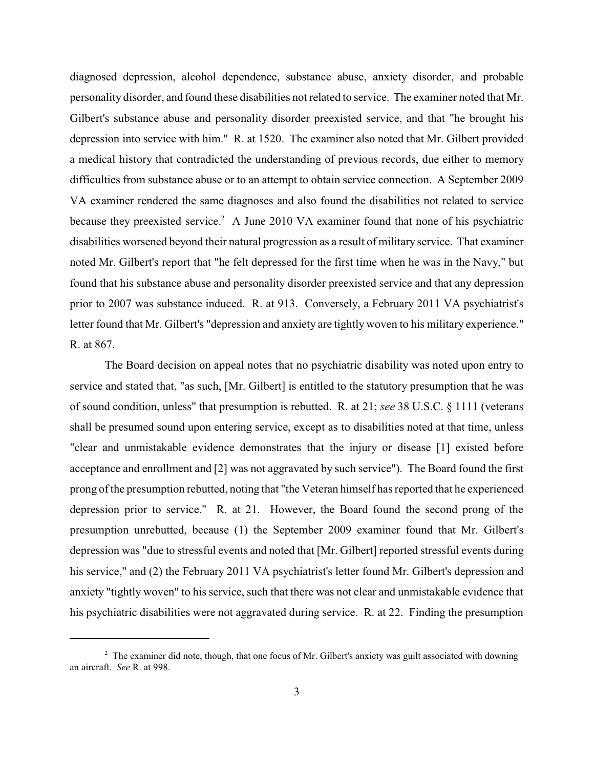diagnosed depression, alcohol dependence, substance abuse, anxiety disorder, and probable personality disorder, and found these disabilities not related to service. The examiner noted that Mr. Gilbert's substance abuse and personality disorder preexisted service, and that "he brought his depression into service with him." R. at 1520. The examiner also noted that Mr. Gilbert provided a medical history that contradicted the understanding of previous records, due either to memory difficulties from substance abuse or to an attempt to obtain service connection. A September 2009 VA examiner rendered the same diagnoses and also found the disabilities not related to service because they preexisted service.[2] A June 2010 VA examiner found that none of his psychiatric disabilities worsened beyond their natural progression as a result of military service. That examiner noted Mr. Gilbert's report that "he felt depressed for the first time when he was in the Navy," but found that his substance abuse and personality disorder preexisted service and that any depression prior to 2007 was substance induced. R. at 913. Conversely, a February 2011 VA psychiatrist's letter found that Mr. Gilbert's "depression and anxiety are tightly woven to his military experience." R. at 867.

The Board decision on appeal notes that no psychiatric disability was noted upon entry to service and stated that, "as such, [Mr. Gilbert] is entitled to the statutory presumption that he was of sound condition, unless" that presumption is rebutted. R. at 21; *see* 38 U.S.C. § 1111 (veterans shall be presumed sound upon entering service, except as to disabilities noted at that time, unless "clear and unmistakable evidence demonstrates that the injury or disease [1] existed before acceptance and enrollment and [2] was not aggravated by such service"). The Board found the first prong of the presumption rebutted, noting that "the Veteran himself has reported that he experienced depression prior to service." R. at 21. However, the Board found the second prong of the presumption unrebutted, because (1) the September 2009 examiner found that Mr. Gilbert's depression was "due to stressful events and noted that [Mr. Gilbert] reported stressful events during his service," and (2) the February 2011 VA psychiatrist's letter found Mr. Gilbert's depression and anxiety "tightly woven" to his service, such that there was not clear and unmistakable evidence that his psychiatric disabilities were not aggravated during service. R. at 22. Finding the presumption

[2] The examiner did note, though, that one focus of Mr. Gilbert's anxiety was guilt associated with downing an aircraft. *See* R. at 998.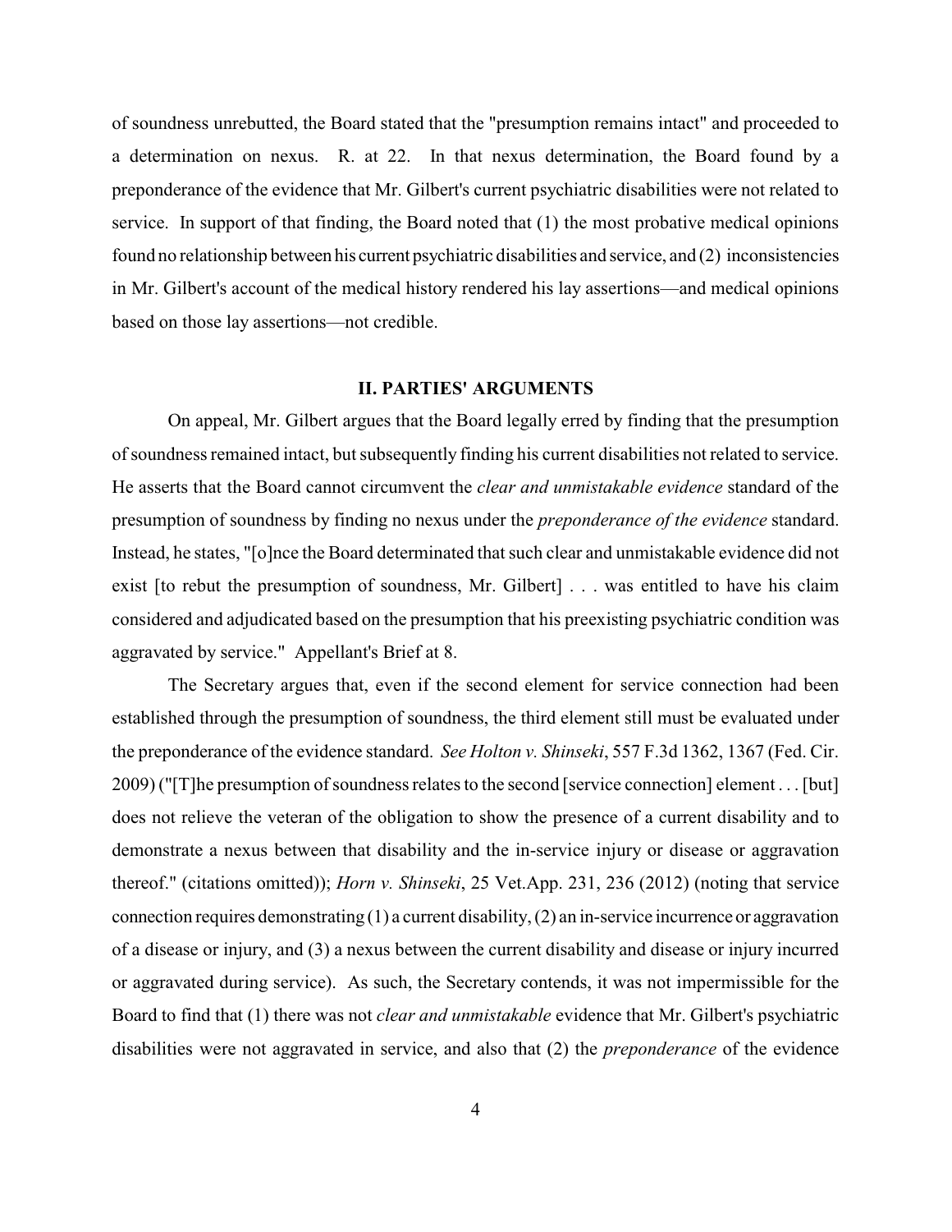of soundness unrebutted, the Board stated that the "presumption remains intact" and proceeded to a determination on nexus. R. at 22. In that nexus determination, the Board found by a preponderance of the evidence that Mr. Gilbert's current psychiatric disabilities were not related to service. In support of that finding, the Board noted that (1) the most probative medical opinions found no relationship between his current psychiatric disabilities and service, and (2) inconsistencies in Mr. Gilbert's account of the medical history rendered his lay assertions—and medical opinions based on those lay assertions—not credible.

## II. PARTIES' ARGUMENTS

On appeal, Mr. Gilbert argues that the Board legally erred by finding that the presumption of soundness remained intact, but subsequently finding his current disabilities not related to service. He asserts that the Board cannot circumvent the *clear and unmistakable evidence* standard of the presumption of soundness by finding no nexus under the *preponderance of the evidence* standard. Instead, he states, "[o]nce the Board determinated that such clear and unmistakable evidence did not exist [to rebut the presumption of soundness, Mr. Gilbert] . . . was entitled to have his claim considered and adjudicated based on the presumption that his preexisting psychiatric condition was aggravated by service." Appellant's Brief at 8.

The Secretary argues that, even if the second element for service connection had been established through the presumption of soundness, the third element still must be evaluated under the preponderance of the evidence standard. *See Holton v. Shinseki*, 557 F.3d 1362, 1367 (Fed. Cir. 2009) ("[T]he presumption of soundness relates to the second [service connection] element . . . [but] does not relieve the veteran of the obligation to show the presence of a current disability and to demonstrate a nexus between that disability and the in-service injury or disease or aggravation thereof." (citations omitted)); *Horn v. Shinseki*, 25 Vet.App. 231, 236 (2012) (noting that service connection requires demonstrating (1) a current disability, (2) an in-service incurrence or aggravation of a disease or injury, and (3) a nexus between the current disability and disease or injury incurred or aggravated during service). As such, the Secretary contends, it was not impermissible for the Board to find that (1) there was not *clear and unmistakable* evidence that Mr. Gilbert's psychiatric disabilities were not aggravated in service, and also that (2) the *preponderance* of the evidence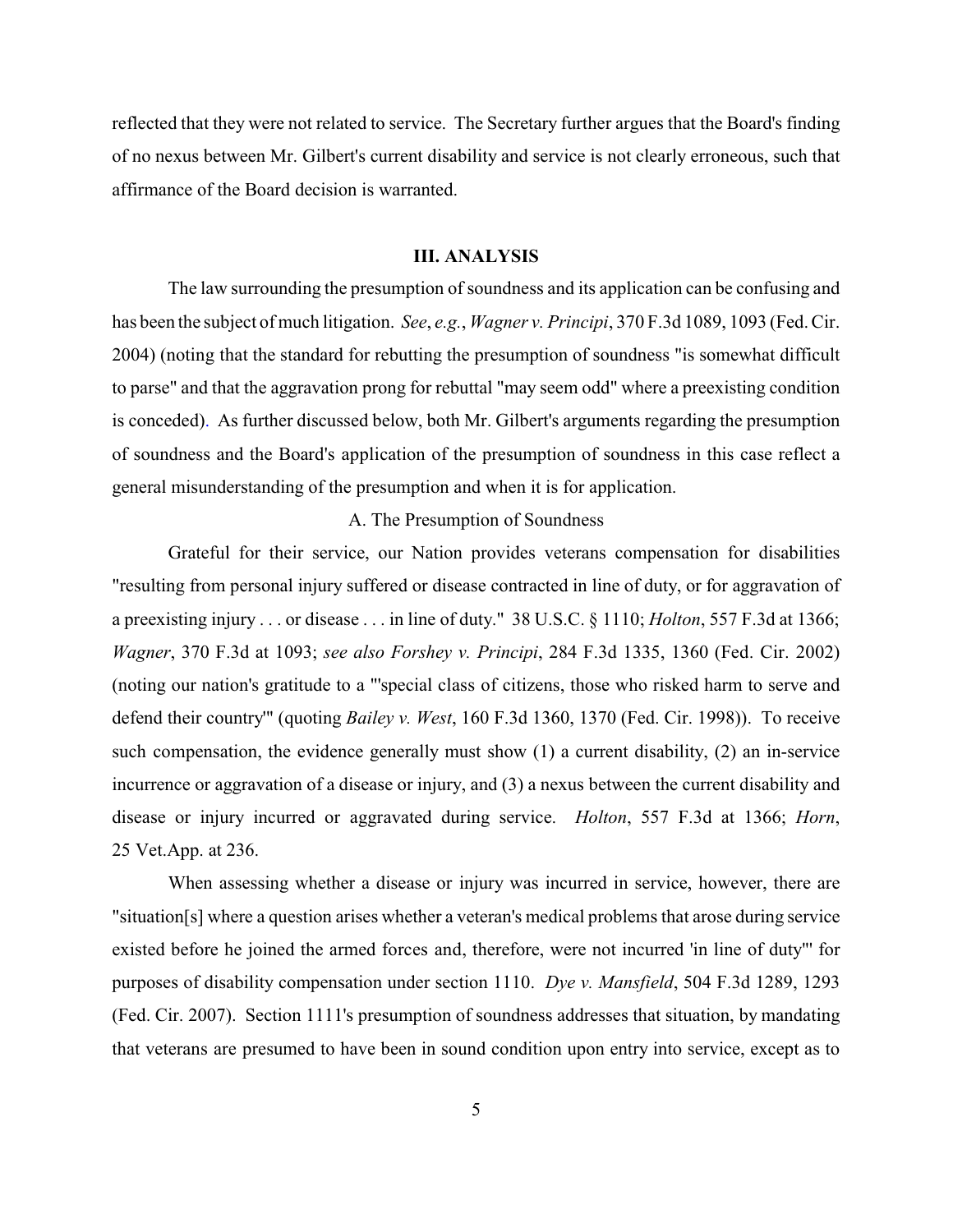reflected that they were not related to service. The Secretary further argues that the Board's finding of no nexus between Mr. Gilbert's current disability and service is not clearly erroneous, such that affirmance of the Board decision is warranted.

## III. ANALYSIS

The law surrounding the presumption of soundness and its application can be confusing and has been the subject of much litigation. *See*, *e.g.*, *Wagner v. Principi*, 370 F.3d 1089, 1093 (Fed. Cir. 2004) (noting that the standard for rebutting the presumption of soundness "is somewhat difficult to parse" and that the aggravation prong for rebuttal "may seem odd" where a preexisting condition is conceded). As further discussed below, both Mr. Gilbert's arguments regarding the presumption of soundness and the Board's application of the presumption of soundness in this case reflect a general misunderstanding of the presumption and when it is for application.

### A. The Presumption of Soundness

Grateful for their service, our Nation provides veterans compensation for disabilities "resulting from personal injury suffered or disease contracted in line of duty, or for aggravation of a preexisting injury . . . or disease . . . in line of duty." 38 U.S.C. § 1110; *Holton*, 557 F.3d at 1366; *Wagner*, 370 F.3d at 1093; *see also Forshey v. Principi*, 284 F.3d 1335, 1360 (Fed. Cir. 2002) (noting our nation's gratitude to a "'special class of citizens, those who risked harm to serve and defend their country'" (quoting *Bailey v. West*, 160 F.3d 1360, 1370 (Fed. Cir. 1998)). To receive such compensation, the evidence generally must show (1) a current disability, (2) an in-service incurrence or aggravation of a disease or injury, and (3) a nexus between the current disability and disease or injury incurred or aggravated during service. *Holton*, 557 F.3d at 1366; *Horn*, 25 Vet.App. at 236.

When assessing whether a disease or injury was incurred in service, however, there are "situation[s] where a question arises whether a veteran's medical problems that arose during service existed before he joined the armed forces and, therefore, were not incurred 'in line of duty'" for purposes of disability compensation under section 1110. *Dye v. Mansfield*, 504 F.3d 1289, 1293 (Fed. Cir. 2007). Section 1111's presumption of soundness addresses that situation, by mandating that veterans are presumed to have been in sound condition upon entry into service, except as to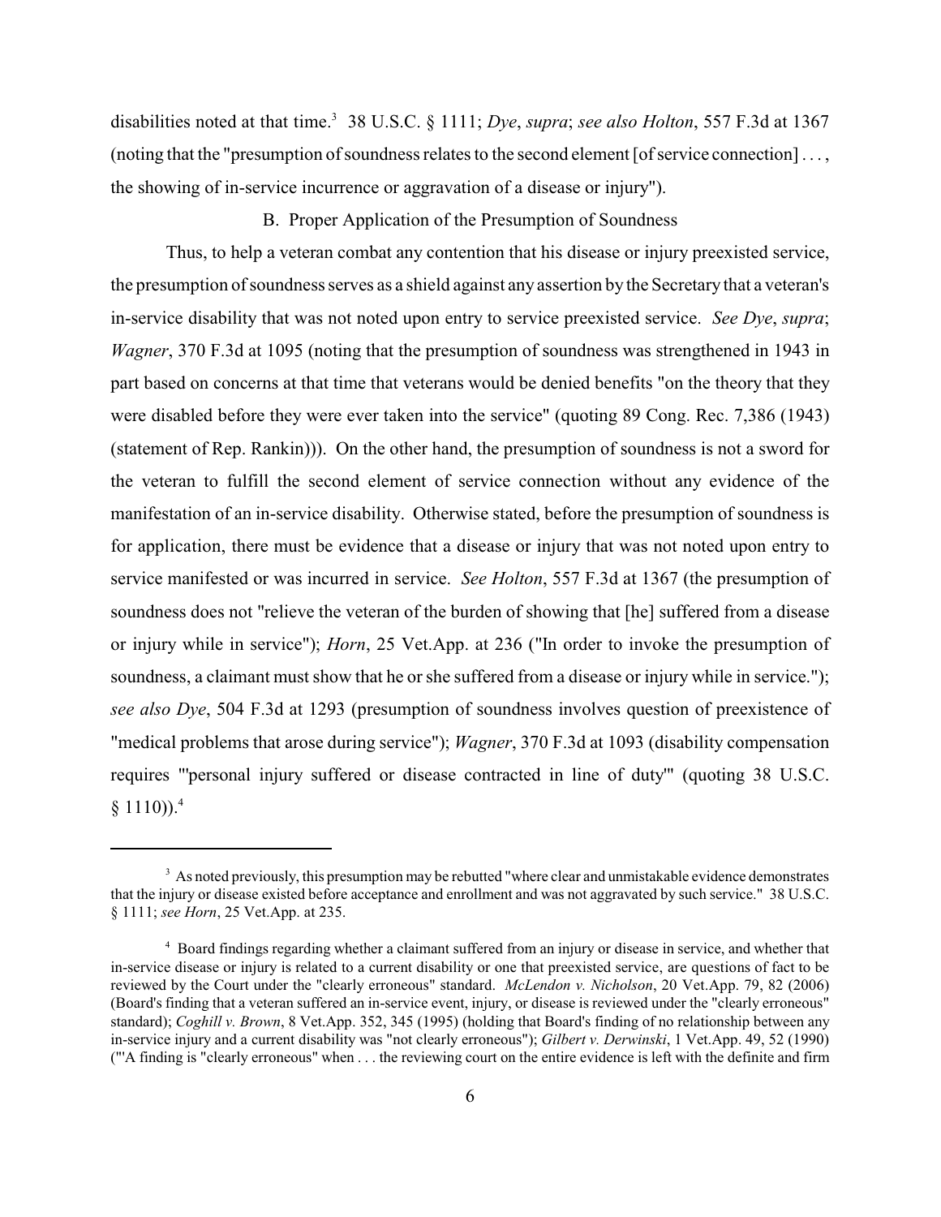disabilities noted at that time.[3] 38 U.S.C. § 1111; *Dye*, *supra*; *see also Holton*, 557 F.3d at 1367 (noting that the "presumption of soundness relates to the second element [of service connection] . . . , the showing of in-service incurrence or aggravation of a disease or injury").

B. Proper Application of the Presumption of Soundness

Thus, to help a veteran combat any contention that his disease or injury preexisted service, the presumption of soundness serves as a shield against any assertion by the Secretary that a veteran's in-service disability that was not noted upon entry to service preexisted service. *See Dye*, *supra*; *Wagner*, 370 F.3d at 1095 (noting that the presumption of soundness was strengthened in 1943 in part based on concerns at that time that veterans would be denied benefits "on the theory that they were disabled before they were ever taken into the service" (quoting 89 Cong. Rec. 7,386 (1943) (statement of Rep. Rankin))). On the other hand, the presumption of soundness is not a sword for the veteran to fulfill the second element of service connection without any evidence of the manifestation of an in-service disability. Otherwise stated, before the presumption of soundness is for application, there must be evidence that a disease or injury that was not noted upon entry to service manifested or was incurred in service. *See Holton*, 557 F.3d at 1367 (the presumption of soundness does not "relieve the veteran of the burden of showing that [he] suffered from a disease or injury while in service"); *Horn*, 25 Vet.App. at 236 ("In order to invoke the presumption of soundness, a claimant must show that he or she suffered from a disease or injury while in service."); *see also Dye*, 504 F.3d at 1293 (presumption of soundness involves question of preexistence of "medical problems that arose during service"); *Wagner*, 370 F.3d at 1093 (disability compensation requires "'personal injury suffered or disease contracted in line of duty'" (quoting 38 U.S.C. § 1110)).[4]

---

[3] As noted previously, this presumption may be rebutted "where clear and unmistakable evidence demonstrates that the injury or disease existed before acceptance and enrollment and was not aggravated by such service." 38 U.S.C. § 1111; *see Horn*, 25 Vet.App. at 235.

[4] Board findings regarding whether a claimant suffered from an injury or disease in service, and whether that in-service disease or injury is related to a current disability or one that preexisted service, are questions of fact to be reviewed by the Court under the "clearly erroneous" standard. *McLendon v. Nicholson*, 20 Vet.App. 79, 82 (2006) (Board's finding that a veteran suffered an in-service event, injury, or disease is reviewed under the "clearly erroneous" standard); *Coghill v. Brown*, 8 Vet.App. 352, 345 (1995) (holding that Board's finding of no relationship between any in-service injury and a current disability was "not clearly erroneous"); *Gilbert v. Derwinski*, 1 Vet.App. 49, 52 (1990) ("'A finding is "clearly erroneous" when . . . the reviewing court on the entire evidence is left with the definite and firm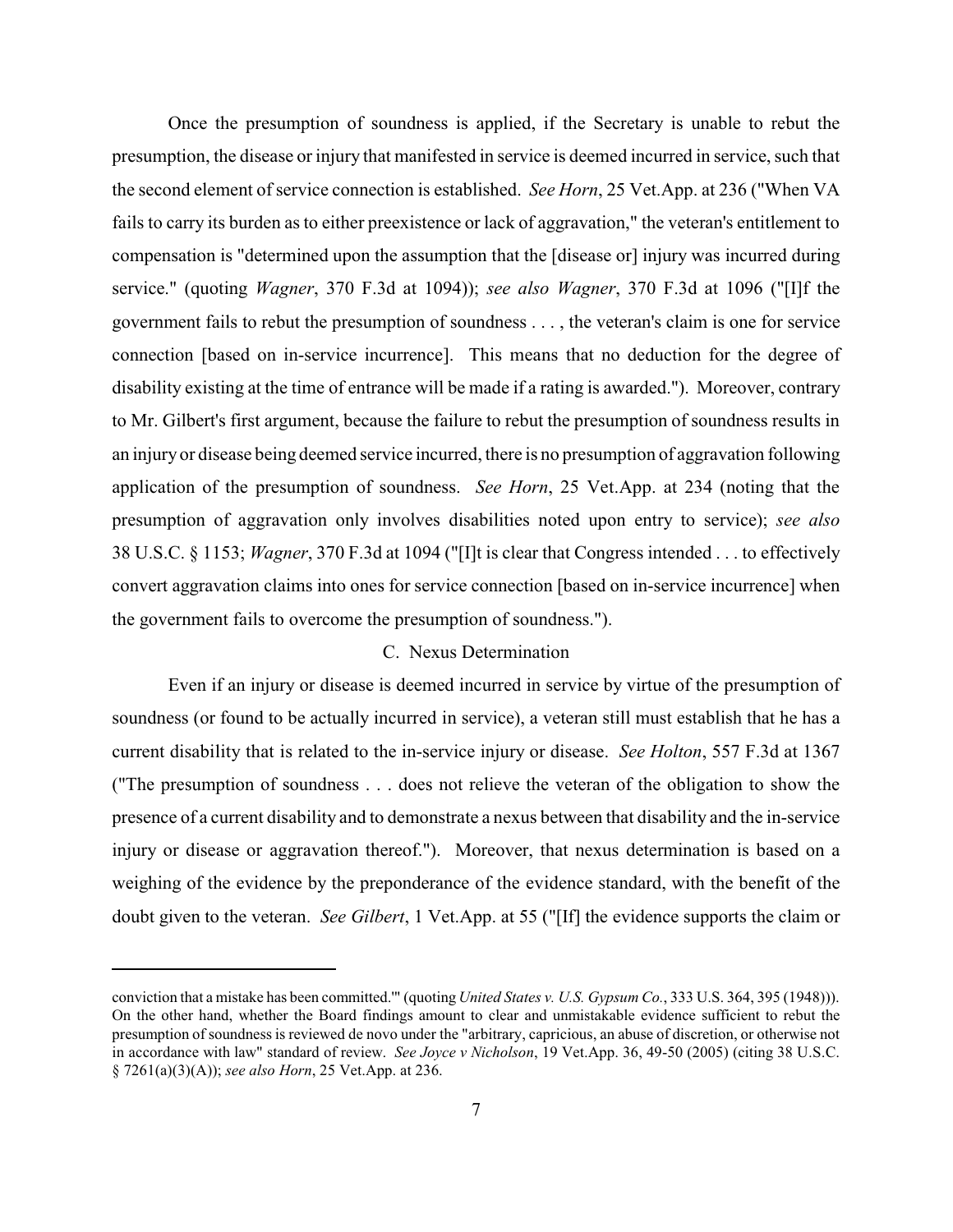Once the presumption of soundness is applied, if the Secretary is unable to rebut the presumption, the disease or injury that manifested in service is deemed incurred in service, such that the second element of service connection is established. *See Horn*, 25 Vet.App. at 236 ("When VA fails to carry its burden as to either preexistence or lack of aggravation," the veteran's entitlement to compensation is "determined upon the assumption that the [disease or] injury was incurred during service." (quoting *Wagner*, 370 F.3d at 1094)); *see also Wagner*, 370 F.3d at 1096 ("[I]f the government fails to rebut the presumption of soundness . . . , the veteran's claim is one for service connection [based on in-service incurrence]. This means that no deduction for the degree of disability existing at the time of entrance will be made if a rating is awarded."). Moreover, contrary to Mr. Gilbert's first argument, because the failure to rebut the presumption of soundness results in an injury or disease being deemed service incurred, there is no presumption of aggravation following application of the presumption of soundness. *See Horn*, 25 Vet.App. at 234 (noting that the presumption of aggravation only involves disabilities noted upon entry to service); *see also* 38 U.S.C. § 1153; *Wagner*, 370 F.3d at 1094 ("[I]t is clear that Congress intended . . . to effectively convert aggravation claims into ones for service connection [based on in-service incurrence] when the government fails to overcome the presumption of soundness.").

### C. Nexus Determination

Even if an injury or disease is deemed incurred in service by virtue of the presumption of soundness (or found to be actually incurred in service), a veteran still must establish that he has a current disability that is related to the in-service injury or disease. *See Holton*, 557 F.3d at 1367 ("The presumption of soundness . . . does not relieve the veteran of the obligation to show the presence of a current disability and to demonstrate a nexus between that disability and the in-service injury or disease or aggravation thereof."). Moreover, that nexus determination is based on a weighing of the evidence by the preponderance of the evidence standard, with the benefit of the doubt given to the veteran. *See Gilbert*, 1 Vet.App. at 55 ("[If] the evidence supports the claim or

---

conviction that a mistake has been committed.'" (quoting *United States v. U.S. Gypsum Co.*, 333 U.S. 364, 395 (1948))). On the other hand, whether the Board findings amount to clear and unmistakable evidence sufficient to rebut the presumption of soundness is reviewed de novo under the "arbitrary, capricious, an abuse of discretion, or otherwise not in accordance with law" standard of review. *See Joyce v Nicholson*, 19 Vet.App. 36, 49-50 (2005) (citing 38 U.S.C. § 7261(a)(3)(A)); *see also Horn*, 25 Vet.App. at 236.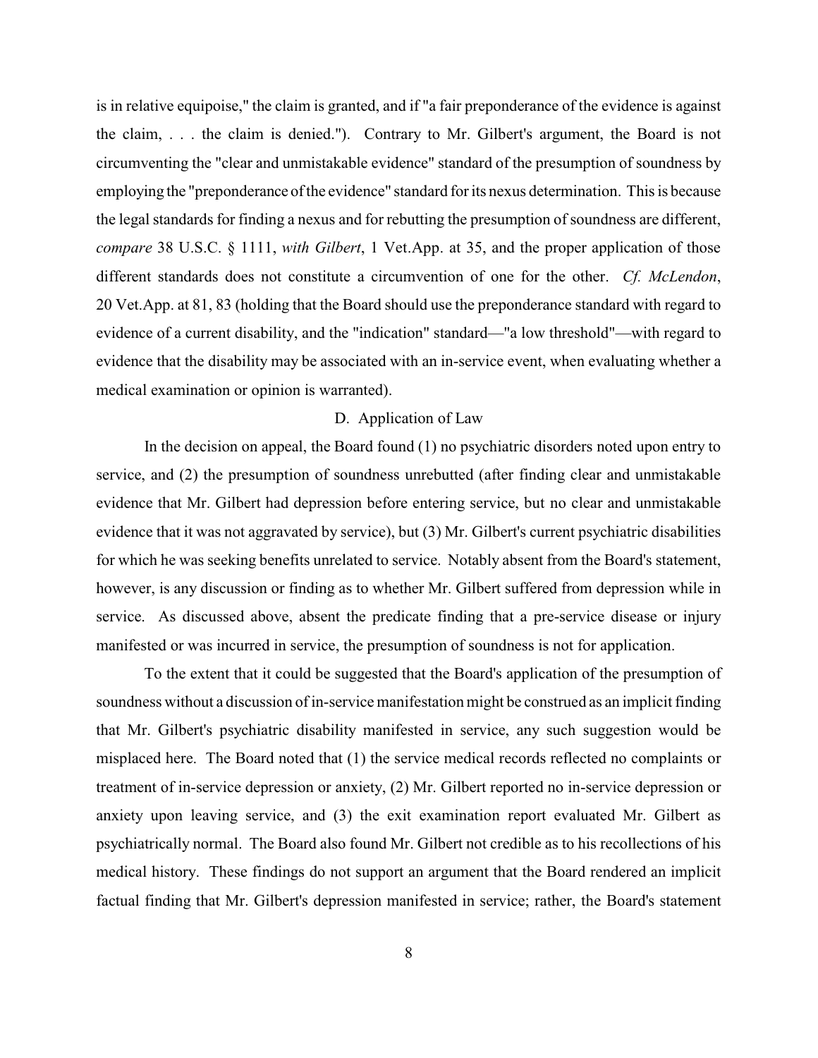is in relative equipoise," the claim is granted, and if "a fair preponderance of the evidence is against the claim, . . . the claim is denied."). Contrary to Mr. Gilbert's argument, the Board is not circumventing the "clear and unmistakable evidence" standard of the presumption of soundness by employing the "preponderance of the evidence" standard for its nexus determination. This is because the legal standards for finding a nexus and for rebutting the presumption of soundness are different, *compare* 38 U.S.C. § 1111, *with Gilbert*, 1 Vet.App. at 35, and the proper application of those different standards does not constitute a circumvention of one for the other. *Cf. McLendon*, 20 Vet.App. at 81, 83 (holding that the Board should use the preponderance standard with regard to evidence of a current disability, and the "indication" standard—"a low threshold"—with regard to evidence that the disability may be associated with an in-service event, when evaluating whether a medical examination or opinion is warranted).

### D. Application of Law

In the decision on appeal, the Board found (1) no psychiatric disorders noted upon entry to service, and (2) the presumption of soundness unrebutted (after finding clear and unmistakable evidence that Mr. Gilbert had depression before entering service, but no clear and unmistakable evidence that it was not aggravated by service), but (3) Mr. Gilbert's current psychiatric disabilities for which he was seeking benefits unrelated to service. Notably absent from the Board's statement, however, is any discussion or finding as to whether Mr. Gilbert suffered from depression while in service. As discussed above, absent the predicate finding that a pre-service disease or injury manifested or was incurred in service, the presumption of soundness is not for application.

To the extent that it could be suggested that the Board's application of the presumption of soundness without a discussion of in-service manifestation might be construed as an implicit finding that Mr. Gilbert's psychiatric disability manifested in service, any such suggestion would be misplaced here. The Board noted that (1) the service medical records reflected no complaints or treatment of in-service depression or anxiety, (2) Mr. Gilbert reported no in-service depression or anxiety upon leaving service, and (3) the exit examination report evaluated Mr. Gilbert as psychiatrically normal. The Board also found Mr. Gilbert not credible as to his recollections of his medical history. These findings do not support an argument that the Board rendered an implicit factual finding that Mr. Gilbert's depression manifested in service; rather, the Board's statement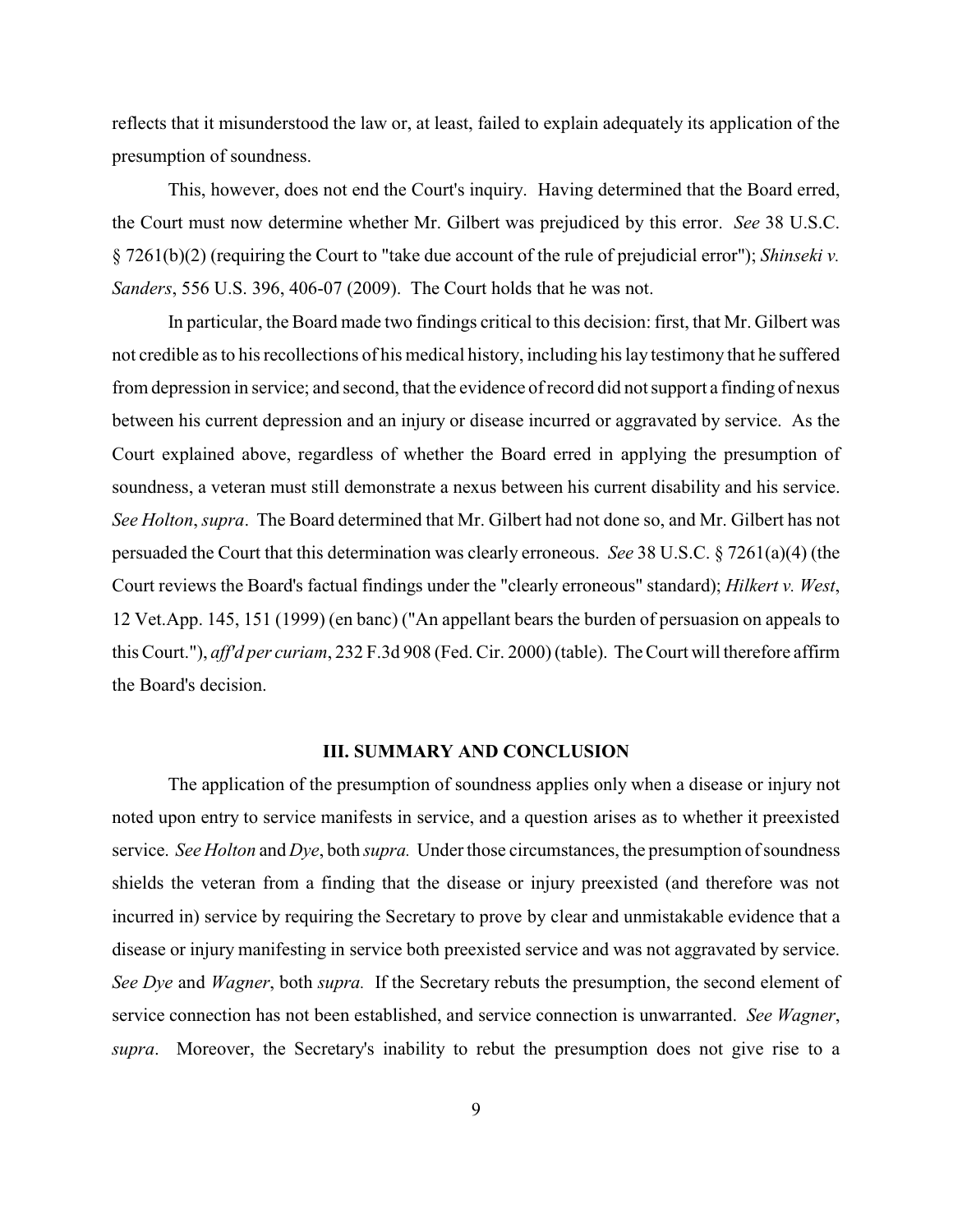reflects that it misunderstood the law or, at least, failed to explain adequately its application of the presumption of soundness.

This, however, does not end the Court's inquiry. Having determined that the Board erred, the Court must now determine whether Mr. Gilbert was prejudiced by this error. *See* 38 U.S.C. § 7261(b)(2) (requiring the Court to "take due account of the rule of prejudicial error"); *Shinseki v. Sanders*, 556 U.S. 396, 406-07 (2009). The Court holds that he was not.

In particular, the Board made two findings critical to this decision: first, that Mr. Gilbert was not credible as to his recollections of his medical history, including his lay testimony that he suffered from depression in service; and second, that the evidence of record did not support a finding of nexus between his current depression and an injury or disease incurred or aggravated by service. As the Court explained above, regardless of whether the Board erred in applying the presumption of soundness, a veteran must still demonstrate a nexus between his current disability and his service. *See Holton*, *supra*. The Board determined that Mr. Gilbert had not done so, and Mr. Gilbert has not persuaded the Court that this determination was clearly erroneous. *See* 38 U.S.C. § 7261(a)(4) (the Court reviews the Board's factual findings under the "clearly erroneous" standard); *Hilkert v. West*, 12 Vet.App. 145, 151 (1999) (en banc) ("An appellant bears the burden of persuasion on appeals to this Court."), *aff'd per curiam*, 232 F.3d 908 (Fed. Cir. 2000) (table). The Court will therefore affirm the Board's decision.

### III. SUMMARY AND CONCLUSION

The application of the presumption of soundness applies only when a disease or injury not noted upon entry to service manifests in service, and a question arises as to whether it preexisted service. *See Holton* and *Dye*, both *supra.* Under those circumstances, the presumption of soundness shields the veteran from a finding that the disease or injury preexisted (and therefore was not incurred in) service by requiring the Secretary to prove by clear and unmistakable evidence that a disease or injury manifesting in service both preexisted service and was not aggravated by service. *See Dye* and *Wagner*, both *supra.* If the Secretary rebuts the presumption, the second element of service connection has not been established, and service connection is unwarranted. *See Wagner*, *supra*. Moreover, the Secretary's inability to rebut the presumption does not give rise to a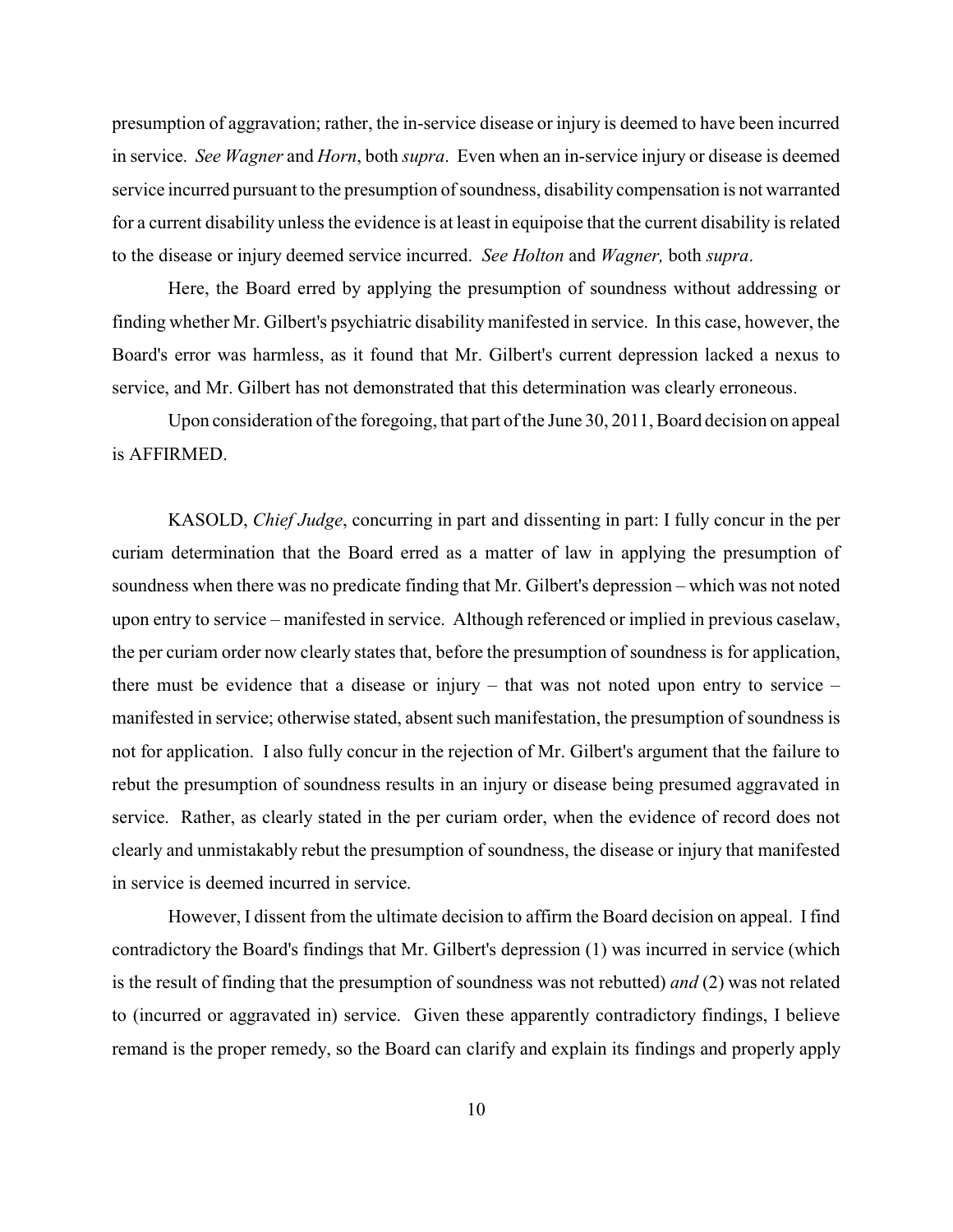presumption of aggravation; rather, the in-service disease or injury is deemed to have been incurred in service. *See Wagner* and *Horn*, both *supra*. Even when an in-service injury or disease is deemed service incurred pursuant to the presumption of soundness, disability compensation is not warranted for a current disability unless the evidence is at least in equipoise that the current disability is related to the disease or injury deemed service incurred. *See Holton* and *Wagner,* both *supra*.

Here, the Board erred by applying the presumption of soundness without addressing or finding whether Mr. Gilbert's psychiatric disability manifested in service. In this case, however, the Board's error was harmless, as it found that Mr. Gilbert's current depression lacked a nexus to service, and Mr. Gilbert has not demonstrated that this determination was clearly erroneous.

Upon consideration of the foregoing, that part of the June 30, 2011, Board decision on appeal is AFFIRMED.

KASOLD, *Chief Judge*, concurring in part and dissenting in part: I fully concur in the per curiam determination that the Board erred as a matter of law in applying the presumption of soundness when there was no predicate finding that Mr. Gilbert's depression – which was not noted upon entry to service – manifested in service. Although referenced or implied in previous caselaw, the per curiam order now clearly states that, before the presumption of soundness is for application, there must be evidence that a disease or injury – that was not noted upon entry to service – manifested in service; otherwise stated, absent such manifestation, the presumption of soundness is not for application. I also fully concur in the rejection of Mr. Gilbert's argument that the failure to rebut the presumption of soundness results in an injury or disease being presumed aggravated in service. Rather, as clearly stated in the per curiam order, when the evidence of record does not clearly and unmistakably rebut the presumption of soundness, the disease or injury that manifested in service is deemed incurred in service.

However, I dissent from the ultimate decision to affirm the Board decision on appeal. I find contradictory the Board's findings that Mr. Gilbert's depression (1) was incurred in service (which is the result of finding that the presumption of soundness was not rebutted) *and* (2) was not related to (incurred or aggravated in) service. Given these apparently contradictory findings, I believe remand is the proper remedy, so the Board can clarify and explain its findings and properly apply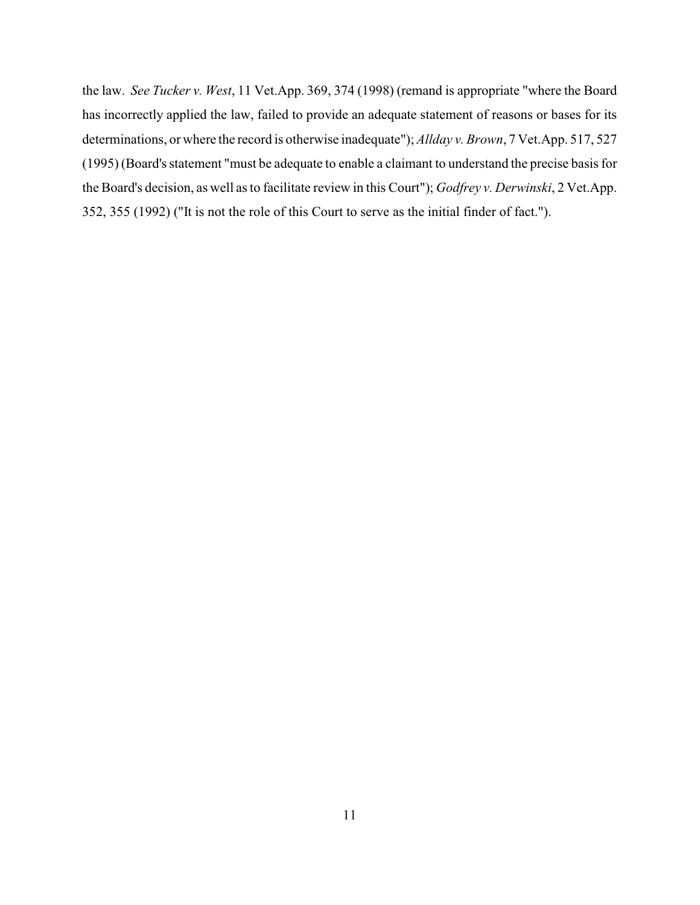the law. *See Tucker v. West*, 11 Vet.App. 369, 374 (1998) (remand is appropriate "where the Board has incorrectly applied the law, failed to provide an adequate statement of reasons or bases for its determinations, or where the record is otherwise inadequate"); *Allday v. Brown*, 7 Vet.App. 517, 527 (1995) (Board's statement "must be adequate to enable a claimant to understand the precise basis for the Board's decision, as well as to facilitate review in this Court"); *Godfrey v. Derwinski*, 2 Vet.App. 352, 355 (1992) ("It is not the role of this Court to serve as the initial finder of fact.").